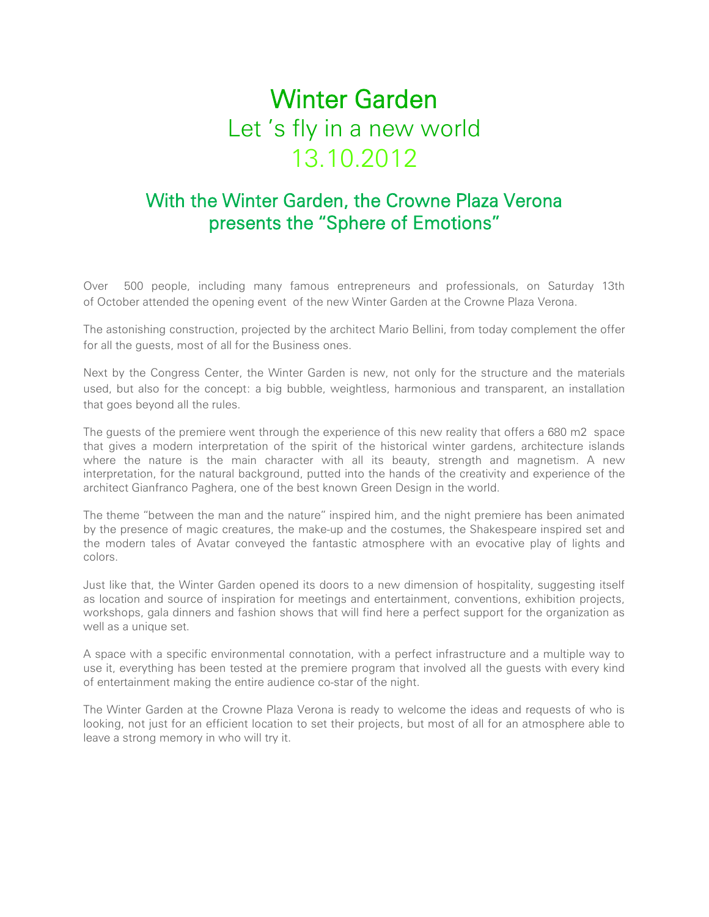# Winter Garden

## Let 's fly in a new world

## 13.10.2012

## With the Winter Garden, the Crowne Plaza Verona presents the "Sphere of Emotions"

Over 500 people, including many famous entrepreneurs and professionals, on Saturday 13th of October attended the opening event of the new Winter Garden at the Crowne Plaza Verona.

The astonishing construction, projected by the architect Mario Bellini, from today complement the offer for all the guests, most of all for the Business ones.

Next by the Congress Center, the Winter Garden is new, not only for the structure and the materials used, but also for the concept: a big bubble, weightless, harmonious and transparent, an installation that goes beyond all the rules.

The guests of the premiere went through the experience of this new reality that offers a 680 m2 space that gives a modern interpretation of the spirit of the historical winter gardens, architecture islands where the nature is the main character with all its beauty, strength and magnetism. A new interpretation, for the natural background, putted into the hands of the creativity and experience of the architect Gianfranco Paghera, one of the best known Green Design in the world.

The theme "between the man and the nature" inspired him, and the night premiere has been animated by the presence of magic creatures, the make-up and the costumes, the Shakespeare inspired set and the modern tales of Avatar conveyed the fantastic atmosphere with an evocative play of lights and colors.

Just like that, the Winter Garden opened its doors to a new dimension of hospitality, suggesting itself as location and source of inspiration for meetings and entertainment, conventions, exhibition projects, workshops, gala dinners and fashion shows that will find here a perfect support for the organization as well as a unique set.

A space with a specific environmental connotation, with a perfect infrastructure and a multiple way to use it, everything has been tested at the premiere program that involved all the guests with every kind of entertainment making the entire audience co-star of the night.

The Winter Garden at the Crowne Plaza Verona is ready to welcome the ideas and requests of who is looking, not just for an efficient location to set their projects, but most of all for an atmosphere able to leave a strong memory in who will try it.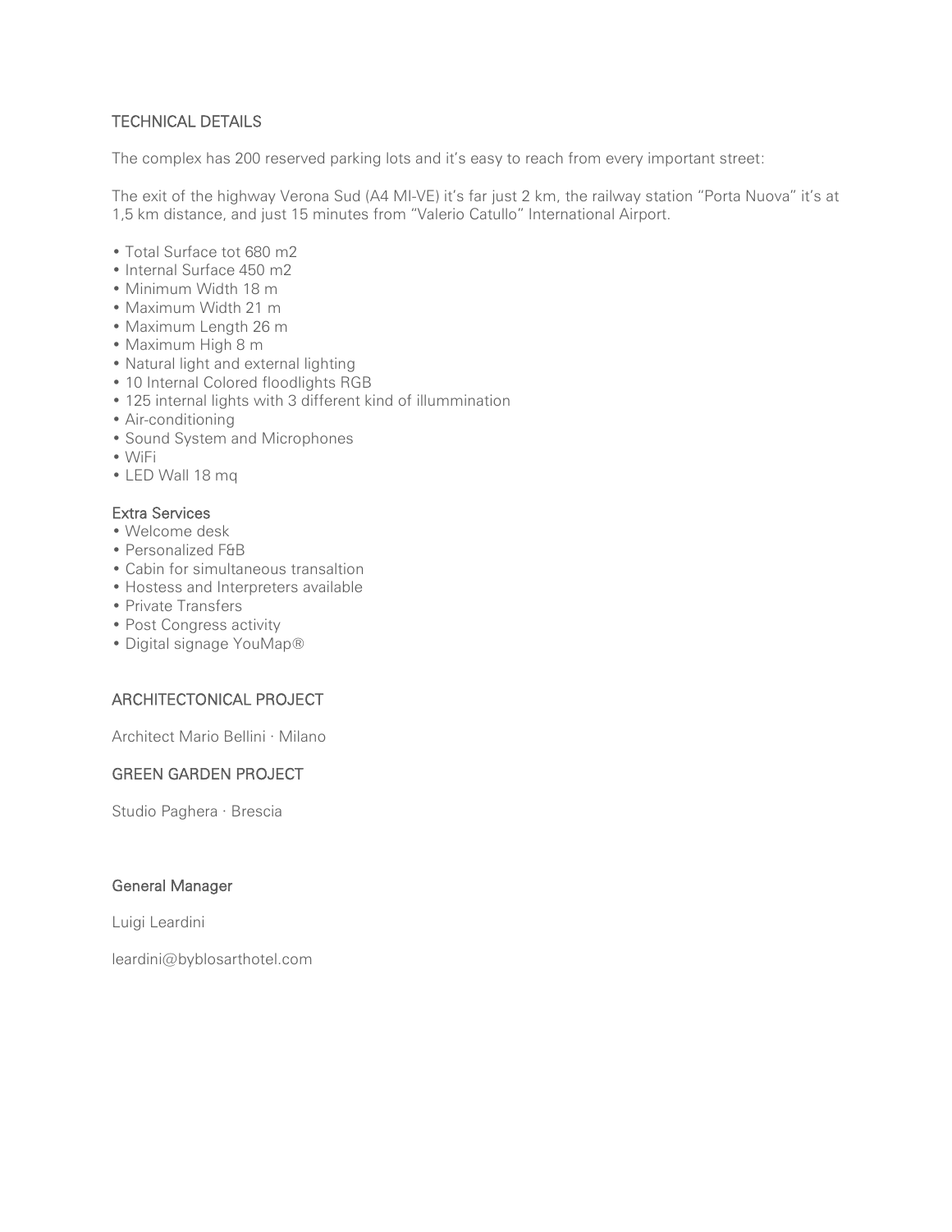## TECHNICAL DETAILS

The complex has 200 reserved parking lots and it's easy to reach from every important street:

The exit of the highway Verona Sud (A4 MI-VE) it's far just 2 km, the railway station "Porta Nuova" it's at 1,5 km distance, and just 15 minutes from "Valerio Catullo" International Airport.

- Total Surface tot 680 m2
- Internal Surface 450 m2
- Minimum Width 18 m
- Maximum Width 21 m
- Maximum Length 26 m
- Maximum High 8 m
- Natural light and external lighting
- 10 Internal Colored floodlights RGB
- 125 internal lights with 3 different kind of illummination
- Air-conditioning
- Sound System and Microphones
- WiFi
- LED Wall 18 mq

### Extra Services

- Welcome desk
- Personalized F&B
- Cabin for simultaneous transaltion
- Hostess and Interpreters available
- Private Transfers
- Post Congress activity
- Digital signage YouMap®

## ARCHITECTONICAL PROJECT

Architect Mario Bellini · Milano

## GREEN GARDEN PROJECT

Studio Paghera · Brescia

### General Manager

Luigi Leardini

leardini@byblosarthotel.com